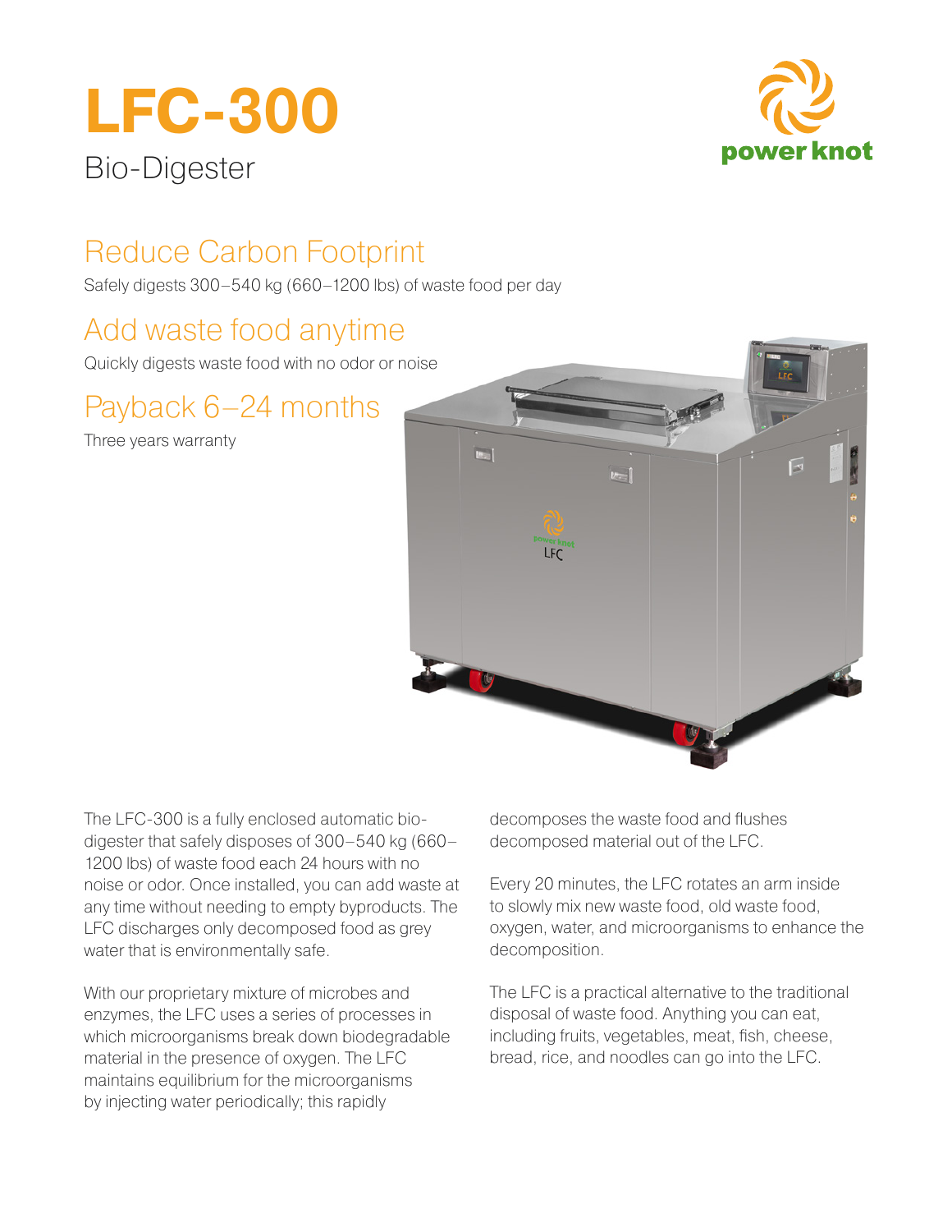# LFC-300

Bio-Digester

## Reduce Carbon Footprint

Safely digests 300–540 kg (660–1200 lbs) of waste food per day

## Add waste food anytime

Quickly digests waste food with no odor or noise

## Payback 6–24 months

Three years warranty

The LFC-300 is a fully enclosed automatic bio-digester that safely disposes of 300–540 kg (660–1200 lbs) of waste food each 24 hours with no noise or odor. Once installed, you can add waste at any time without needing to empty byproducts. The LFC discharges only decomposed food as grey water that is environmentally safe.

With our proprietary mixture of microbes and enzymes, the LFC uses a series of processes in which microorganisms break down biodegradable material in the presence of oxygen. The LFC maintains equilibrium for the microorganisms by injecting water periodically; this rapidly decomposes the waste food and flushes decomposed material out of the LFC.

Every 20 minutes, the LFC rotates an arm inside to slowly mix new waste food, old waste food, oxygen, water, and microorganisms to enhance the decomposition.

The LFC is a practical alternative to the traditional disposal of waste food. Anything you can eat, including fruits, vegetables, meat, fish, cheese, bread, rice, and noodles can go into the LFC.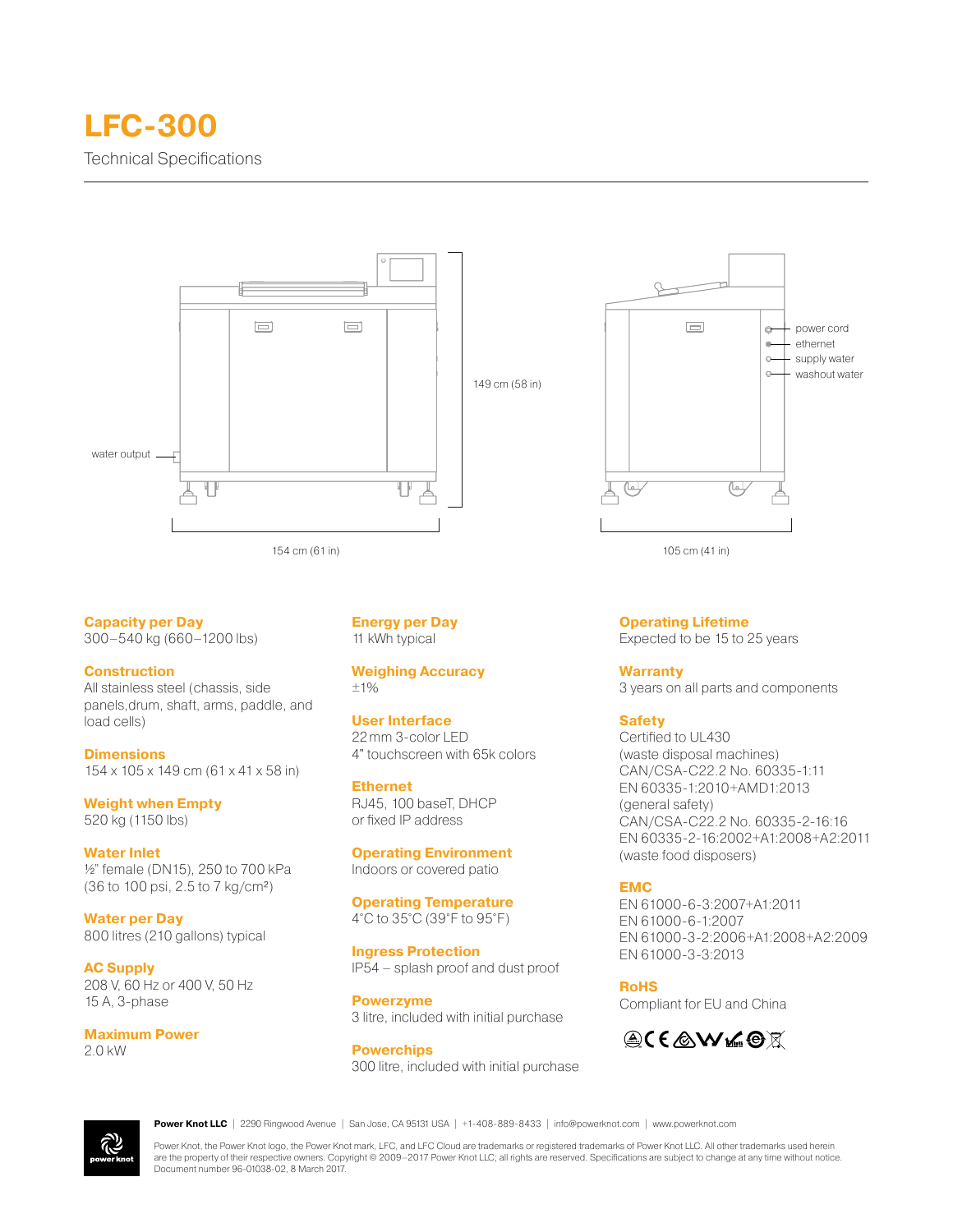# LFC-300

Technical Specifications

water output

149 cm (58 in)

154 cm (61 in)

105 cm (41 in)

power cord

ethernet

supply water

washout water

### Capacity per Day
300–540 kg (660–1200 lbs)

### Construction
All stainless steel (chassis, side panels,drum, shaft, arms, paddle, and load cells)

### Dimensions
154 x 105 x 149 cm (61 x 41 x 58 in)

### Weight when Empty
520 kg (1150 lbs)

### Water Inlet
½" female (DN15), 250 to 700 kPa (36 to 100 psi, 2.5 to 7 kg/cm²)

### Water per Day
800 litres (210 gallons) typical

### AC Supply
208 V, 60 Hz or 400 V, 50 Hz
15 A, 3-phase

### Maximum Power
2.0 kW

### Energy per Day
11 kWh typical

### Weighing Accuracy
±1%

### User Interface
22 mm 3-color LED
4" touchscreen with 65k colors

### Ethernet
RJ45, 100 baseT, DHCP or fixed IP address

### Operating Environment
Indoors or covered patio

### Operating Temperature
4°C to 35°C (39°F to 95°F)

### Ingress Protection
IP54 – splash proof and dust proof

### Powerzyme
3 litre, included with initial purchase

### Powerchips
300 litre, included with initial purchase

### Operating Lifetime
Expected to be 15 to 25 years

### Warranty
3 years on all parts and components

### Safety
Certified to UL430
(waste disposal machines)
CAN/CSA-C22.2 No. 60335-1:11
EN 60335-1:2010+AMD1:2013
(general safety)
CAN/CSA-C22.2 No. 60335-2-16:16
EN 60335-2-16:2002+A1:2008+A2:2011
(waste food disposers)

### EMC
EN 61000-6-3:2007+A1:2011
EN 61000-6-1:2007
EN 61000-3-2:2006+A1:2008+A2:2009
EN 61000-3-3:2013

### RoHS
Compliant for EU and China

**Power Knot LLC** | 2290 Ringwood Avenue | San Jose, CA 95131 USA | +1-408-889-8433 | info@powerknot.com | www.powerknot.com

Power Knot, the Power Knot logo, the Power Knot mark, LFC, and LFC Cloud are trademarks or registered trademarks of Power Knot LLC. All other trademarks used herein are the property of their respective owners. Copyright © 2009–2017 Power Knot LLC; all rights are reserved. Specifications are subject to change at any time without notice. Document number 96-01038-02, 8 March 2017.